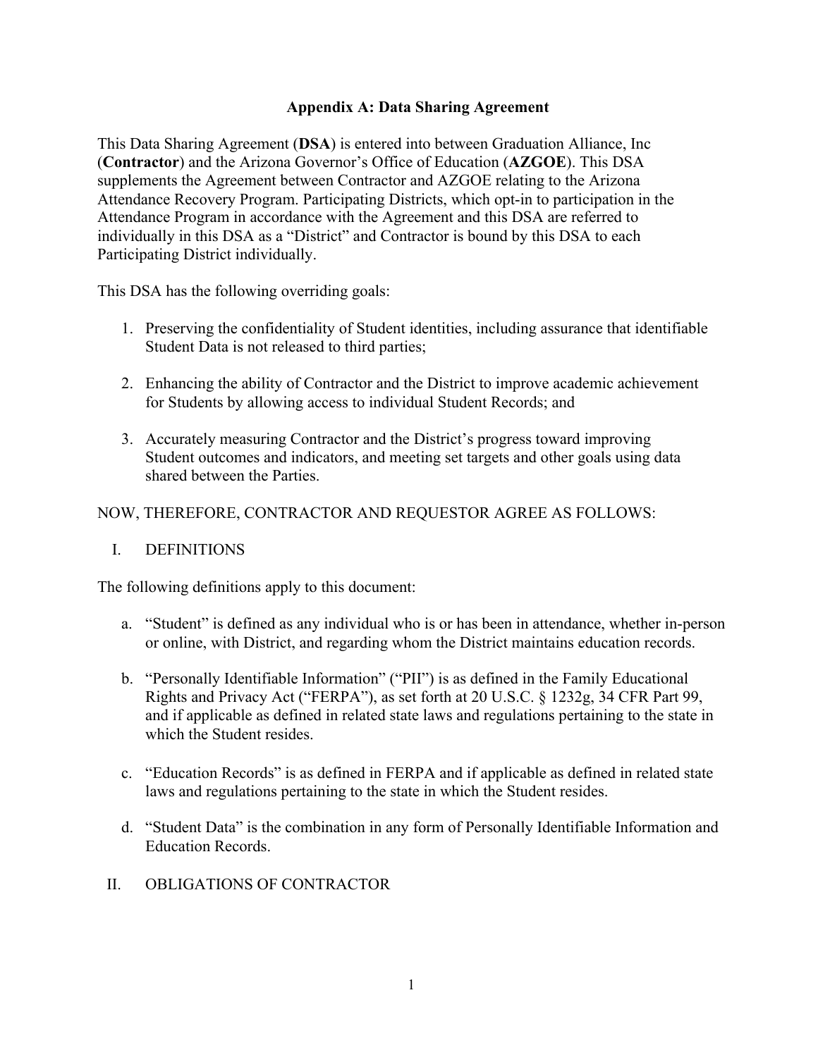# Appendix A: Data Sharing Agreement

This Data Sharing Agreement (**DSA**) is entered into between Graduation Alliance, Inc (**Contractor**) and the Arizona Governor's Office of Education (**AZGOE**). This DSA supplements the Agreement between Contractor and AZGOE relating to the Arizona Attendance Recovery Program. Participating Districts, which opt-in to participation in the Attendance Program in accordance with the Agreement and this DSA are referred to individually in this DSA as a "District" and Contractor is bound by this DSA to each Participating District individually.

This DSA has the following overriding goals:

1. Preserving the confidentiality of Student identities, including assurance that identifiable Student Data is not released to third parties;

2. Enhancing the ability of Contractor and the District to improve academic achievement for Students by allowing access to individual Student Records; and

3. Accurately measuring Contractor and the District's progress toward improving Student outcomes and indicators, and meeting set targets and other goals using data shared between the Parties.

NOW, THEREFORE, CONTRACTOR AND REQUESTOR AGREE AS FOLLOWS:

## I. DEFINITIONS

The following definitions apply to this document:

a. "Student" is defined as any individual who is or has been in attendance, whether in-person or online, with District, and regarding whom the District maintains education records.

b. "Personally Identifiable Information" ("PII") is as defined in the Family Educational Rights and Privacy Act ("FERPA"), as set forth at 20 U.S.C. § 1232g, 34 CFR Part 99, and if applicable as defined in related state laws and regulations pertaining to the state in which the Student resides.

c. "Education Records" is as defined in FERPA and if applicable as defined in related state laws and regulations pertaining to the state in which the Student resides.

d. "Student Data" is the combination in any form of Personally Identifiable Information and Education Records.

## II. OBLIGATIONS OF CONTRACTOR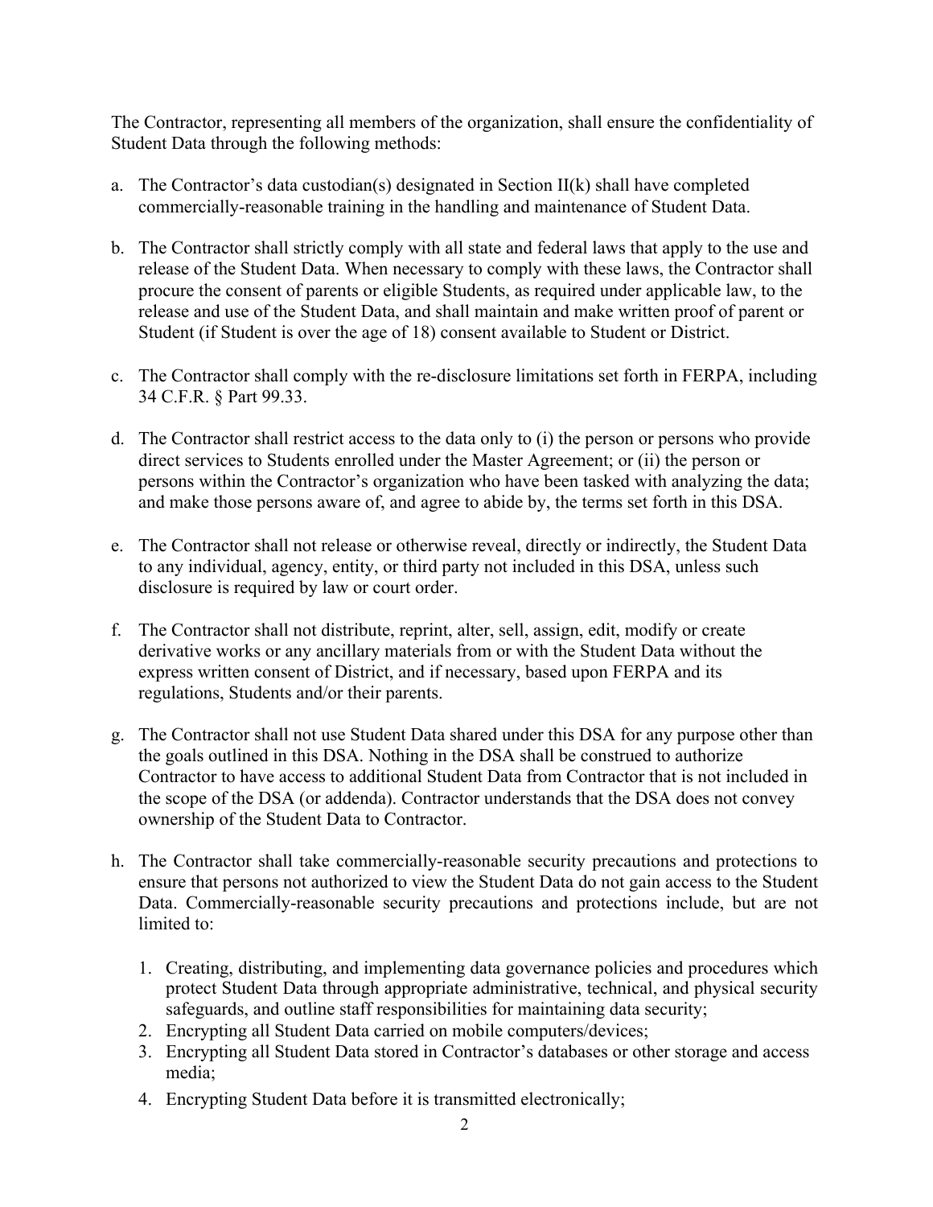The Contractor, representing all members of the organization, shall ensure the confidentiality of Student Data through the following methods:

a. The Contractor's data custodian(s) designated in Section II(k) shall have completed commercially-reasonable training in the handling and maintenance of Student Data.

b. The Contractor shall strictly comply with all state and federal laws that apply to the use and release of the Student Data. When necessary to comply with these laws, the Contractor shall procure the consent of parents or eligible Students, as required under applicable law, to the release and use of the Student Data, and shall maintain and make written proof of parent or Student (if Student is over the age of 18) consent available to Student or District.

c. The Contractor shall comply with the re-disclosure limitations set forth in FERPA, including 34 C.F.R. § Part 99.33.

d. The Contractor shall restrict access to the data only to (i) the person or persons who provide direct services to Students enrolled under the Master Agreement; or (ii) the person or persons within the Contractor's organization who have been tasked with analyzing the data; and make those persons aware of, and agree to abide by, the terms set forth in this DSA.

e. The Contractor shall not release or otherwise reveal, directly or indirectly, the Student Data to any individual, agency, entity, or third party not included in this DSA, unless such disclosure is required by law or court order.

f. The Contractor shall not distribute, reprint, alter, sell, assign, edit, modify or create derivative works or any ancillary materials from or with the Student Data without the express written consent of District, and if necessary, based upon FERPA and its regulations, Students and/or their parents.

g. The Contractor shall not use Student Data shared under this DSA for any purpose other than the goals outlined in this DSA. Nothing in the DSA shall be construed to authorize Contractor to have access to additional Student Data from Contractor that is not included in the scope of the DSA (or addenda). Contractor understands that the DSA does not convey ownership of the Student Data to Contractor.

h. The Contractor shall take commercially-reasonable security precautions and protections to ensure that persons not authorized to view the Student Data do not gain access to the Student Data. Commercially-reasonable security precautions and protections include, but are not limited to:

   1. Creating, distributing, and implementing data governance policies and procedures which protect Student Data through appropriate administrative, technical, and physical security safeguards, and outline staff responsibilities for maintaining data security;
   2. Encrypting all Student Data carried on mobile computers/devices;
   3. Encrypting all Student Data stored in Contractor's databases or other storage and access media;
   4. Encrypting Student Data before it is transmitted electronically;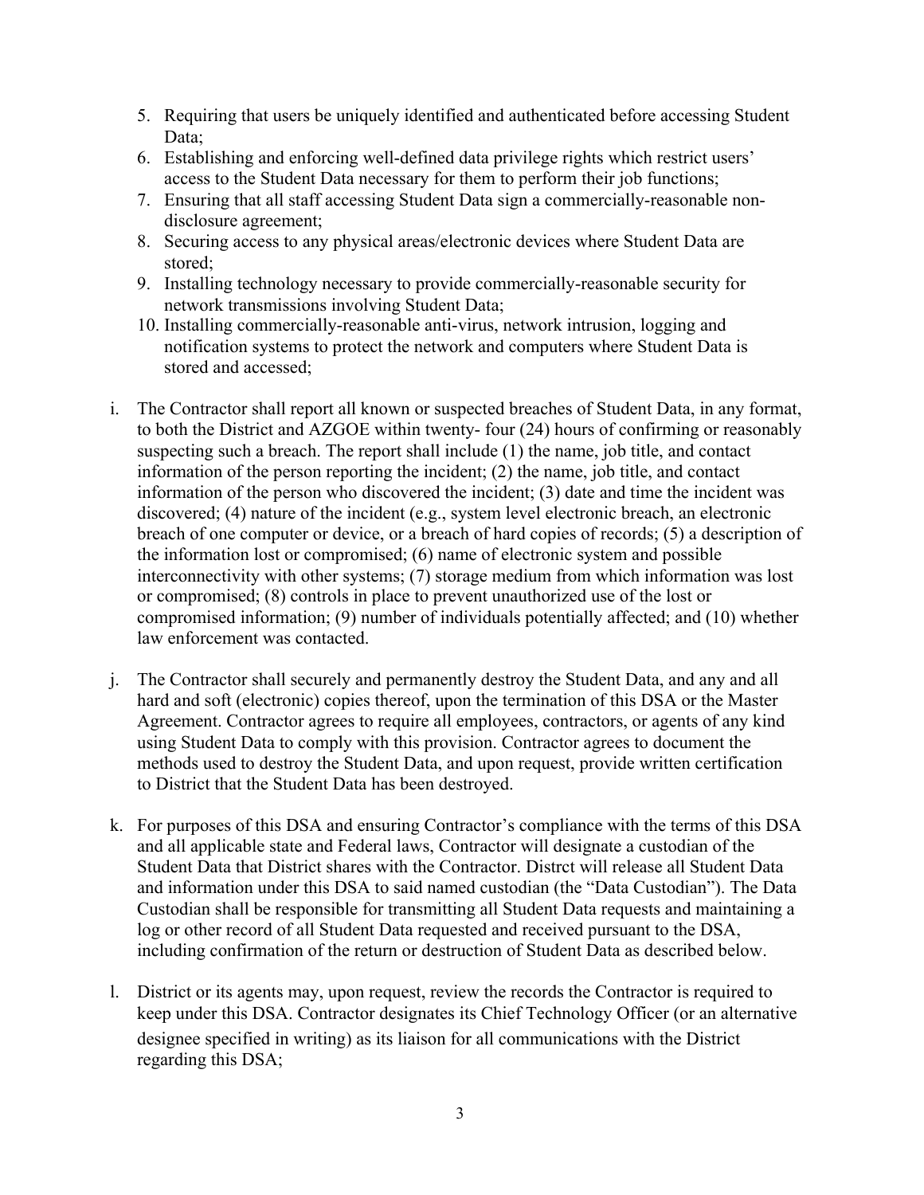5. Requiring that users be uniquely identified and authenticated before accessing Student Data;
6. Establishing and enforcing well-defined data privilege rights which restrict users' access to the Student Data necessary for them to perform their job functions;
7. Ensuring that all staff accessing Student Data sign a commercially-reasonable non-disclosure agreement;
8. Securing access to any physical areas/electronic devices where Student Data are stored;
9. Installing technology necessary to provide commercially-reasonable security for network transmissions involving Student Data;
10. Installing commercially-reasonable anti-virus, network intrusion, logging and notification systems to protect the network and computers where Student Data is stored and accessed;

i. The Contractor shall report all known or suspected breaches of Student Data, in any format, to both the District and AZGOE within twenty- four (24) hours of confirming or reasonably suspecting such a breach. The report shall include (1) the name, job title, and contact information of the person reporting the incident; (2) the name, job title, and contact information of the person who discovered the incident; (3) date and time the incident was discovered; (4) nature of the incident (e.g., system level electronic breach, an electronic breach of one computer or device, or a breach of hard copies of records; (5) a description of the information lost or compromised; (6) name of electronic system and possible interconnectivity with other systems; (7) storage medium from which information was lost or compromised; (8) controls in place to prevent unauthorized use of the lost or compromised information; (9) number of individuals potentially affected; and (10) whether law enforcement was contacted.

j. The Contractor shall securely and permanently destroy the Student Data, and any and all hard and soft (electronic) copies thereof, upon the termination of this DSA or the Master Agreement. Contractor agrees to require all employees, contractors, or agents of any kind using Student Data to comply with this provision. Contractor agrees to document the methods used to destroy the Student Data, and upon request, provide written certification to District that the Student Data has been destroyed.

k. For purposes of this DSA and ensuring Contractor's compliance with the terms of this DSA and all applicable state and Federal laws, Contractor will designate a custodian of the Student Data that District shares with the Contractor. Distrct will release all Student Data and information under this DSA to said named custodian (the "Data Custodian"). The Data Custodian shall be responsible for transmitting all Student Data requests and maintaining a log or other record of all Student Data requested and received pursuant to the DSA, including confirmation of the return or destruction of Student Data as described below.

l. District or its agents may, upon request, review the records the Contractor is required to keep under this DSA. Contractor designates its Chief Technology Officer (or an alternative designee specified in writing) as its liaison for all communications with the District regarding this DSA;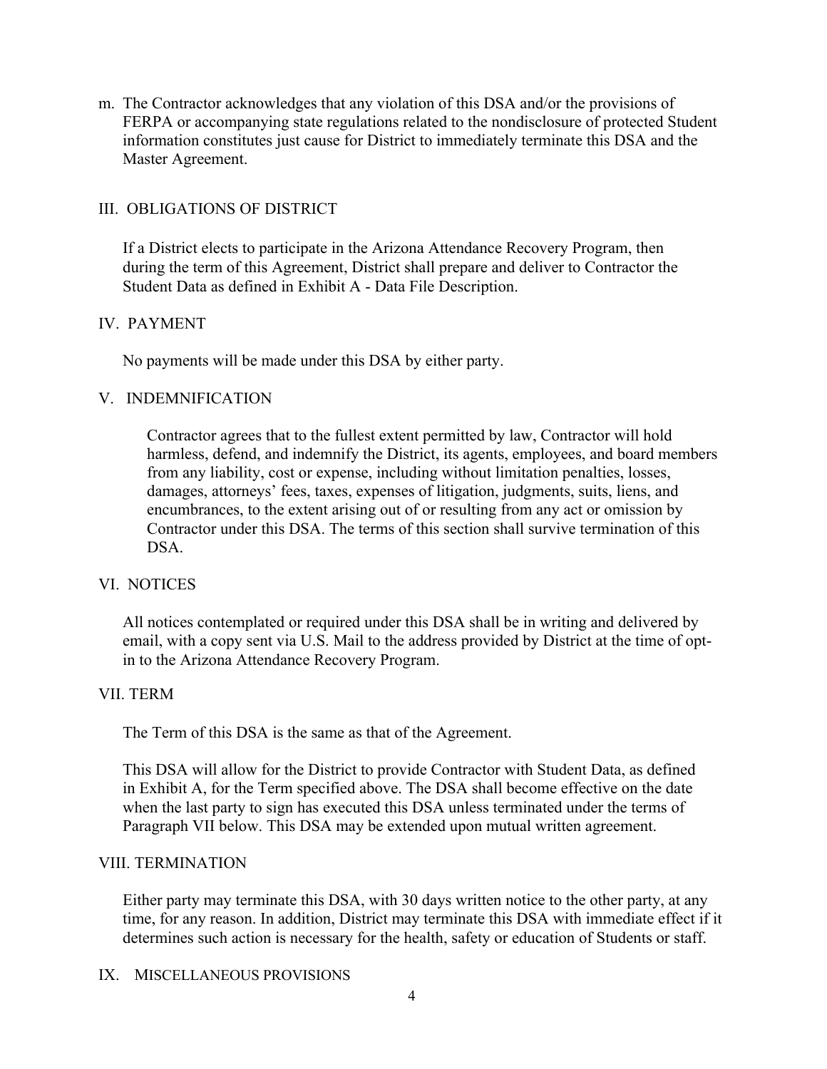m. The Contractor acknowledges that any violation of this DSA and/or the provisions of FERPA or accompanying state regulations related to the nondisclosure of protected Student information constitutes just cause for District to immediately terminate this DSA and the Master Agreement.

## III. OBLIGATIONS OF DISTRICT

If a District elects to participate in the Arizona Attendance Recovery Program, then during the term of this Agreement, District shall prepare and deliver to Contractor the Student Data as defined in Exhibit A - Data File Description.

## IV. PAYMENT

No payments will be made under this DSA by either party.

## V. INDEMNIFICATION

Contractor agrees that to the fullest extent permitted by law, Contractor will hold harmless, defend, and indemnify the District, its agents, employees, and board members from any liability, cost or expense, including without limitation penalties, losses, damages, attorneys' fees, taxes, expenses of litigation, judgments, suits, liens, and encumbrances, to the extent arising out of or resulting from any act or omission by Contractor under this DSA. The terms of this section shall survive termination of this DSA.

## VI. NOTICES

All notices contemplated or required under this DSA shall be in writing and delivered by email, with a copy sent via U.S. Mail to the address provided by District at the time of opt-in to the Arizona Attendance Recovery Program.

## VII. TERM

The Term of this DSA is the same as that of the Agreement.

This DSA will allow for the District to provide Contractor with Student Data, as defined in Exhibit A, for the Term specified above. The DSA shall become effective on the date when the last party to sign has executed this DSA unless terminated under the terms of Paragraph VII below. This DSA may be extended upon mutual written agreement.

## VIII. TERMINATION

Either party may terminate this DSA, with 30 days written notice to the other party, at any time, for any reason. In addition, District may terminate this DSA with immediate effect if it determines such action is necessary for the health, safety or education of Students or staff.

## IX. MISCELLANEOUS PROVISIONS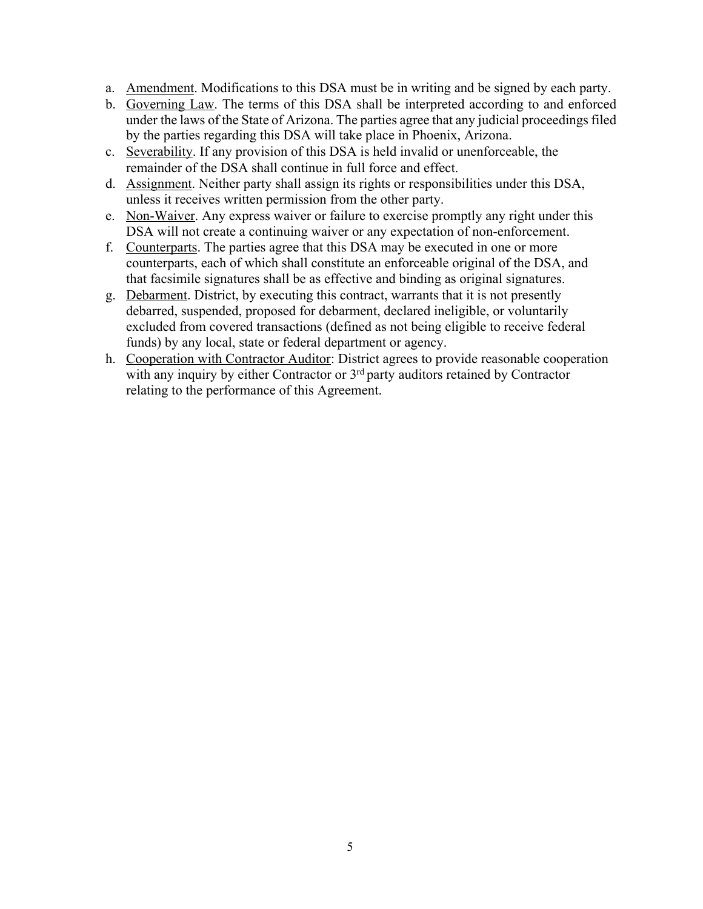a. Amendment. Modifications to this DSA must be in writing and be signed by each party.
b. Governing Law. The terms of this DSA shall be interpreted according to and enforced under the laws of the State of Arizona. The parties agree that any judicial proceedings filed by the parties regarding this DSA will take place in Phoenix, Arizona.
c. Severability. If any provision of this DSA is held invalid or unenforceable, the remainder of the DSA shall continue in full force and effect.
d. Assignment. Neither party shall assign its rights or responsibilities under this DSA, unless it receives written permission from the other party.
e. Non-Waiver. Any express waiver or failure to exercise promptly any right under this DSA will not create a continuing waiver or any expectation of non-enforcement.
f. Counterparts. The parties agree that this DSA may be executed in one or more counterparts, each of which shall constitute an enforceable original of the DSA, and that facsimile signatures shall be as effective and binding as original signatures.
g. Debarment. District, by executing this contract, warrants that it is not presently debarred, suspended, proposed for debarment, declared ineligible, or voluntarily excluded from covered transactions (defined as not being eligible to receive federal funds) by any local, state or federal department or agency.
h. Cooperation with Contractor Auditor: District agrees to provide reasonable cooperation with any inquiry by either Contractor or 3rd party auditors retained by Contractor relating to the performance of this Agreement.